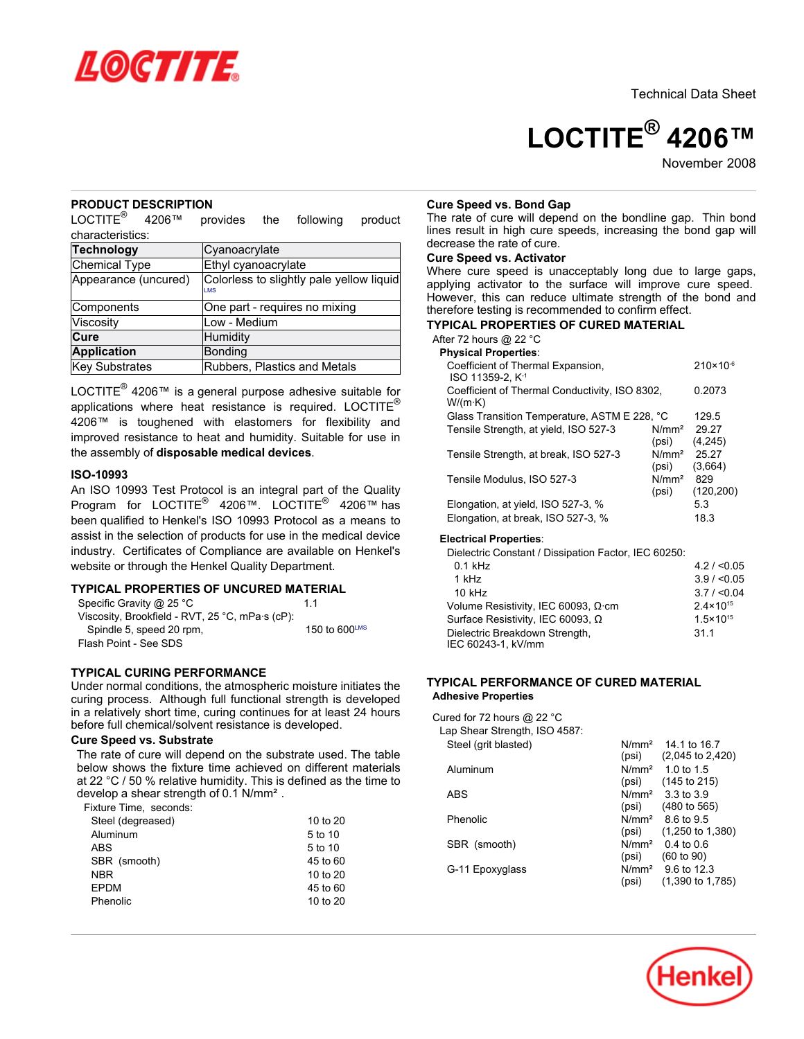Technical Data Sheet

# LOCTITE® 4206™

November 2008

## PRODUCT DESCRIPTION

LOCTITE® 4206™ provides the following product characteristics:

| | |
|---|---|
| **Technology** | Cyanoacrylate |
| Chemical Type | Ethyl cyanoacrylate |
| Appearance (uncured) | Colorless to slightly pale yellow liquid LMS |
| Components | One part - requires no mixing |
| Viscosity | Low - Medium |
| **Cure** | Humidity |
| **Application** | Bonding |
| Key Substrates | Rubbers, Plastics and Metals |

LOCTITE® 4206™ is a general purpose adhesive suitable for applications where heat resistance is required. LOCTITE® 4206™ is toughened with elastomers for flexibility and improved resistance to heat and humidity. Suitable for use in the assembly of **disposable medical devices**.

### ISO-10993

An ISO 10993 Test Protocol is an integral part of the Quality Program for LOCTITE® 4206™. LOCTITE® 4206™ has been qualified to Henkel's ISO 10993 Protocol as a means to assist in the selection of products for use in the medical device industry. Certificates of Compliance are available on Henkel's website or through the Henkel Quality Department.

## TYPICAL PROPERTIES OF UNCURED MATERIAL

Specific Gravity @ 25 °C 1.1

Viscosity, Brookfield - RVT, 25 °C, mPa·s (cP):

Spindle 5, speed 20 rpm, 150 to 600LMS

Flash Point - See SDS

## TYPICAL CURING PERFORMANCE

Under normal conditions, the atmospheric moisture initiates the curing process. Although full functional strength is developed in a relatively short time, curing continues for at least 24 hours before full chemical/solvent resistance is developed.

### Cure Speed vs. Substrate

The rate of cure will depend on the substrate used. The table below shows the fixture time achieved on different materials at 22 °C / 50 % relative humidity. This is defined as the time to develop a shear strength of 0.1 N/mm².

Fixture Time, seconds:

| Substrate | Fixture Time, seconds |
|---|---|
| Steel (degreased) | 10 to 20 |
| Aluminum | 5 to 10 |
| ABS | 5 to 10 |
| SBR (smooth) | 45 to 60 |
| NBR | 10 to 20 |
| EPDM | 45 to 60 |
| Phenolic | 10 to 20 |

### Cure Speed vs. Bond Gap

The rate of cure will depend on the bondline gap. Thin bond lines result in high cure speeds, increasing the bond gap will decrease the rate of cure.

### Cure Speed vs. Activator

Where cure speed is unacceptably long due to large gaps, applying activator to the surface will improve cure speed. However, this can reduce ultimate strength of the bond and therefore testing is recommended to confirm effect.

## TYPICAL PROPERTIES OF CURED MATERIAL

After 72 hours @ 22 °C

**Physical Properties**:

| Property | Unit | Value |
|---|---|---|
| Coefficient of Thermal Expansion, ISO 11359-2, $K^{-1}$ | | $210\times10^{-6}$ |
| Coefficient of Thermal Conductivity, ISO 8302, W/(m·K) | | 0.2073 |
| Glass Transition Temperature, ASTM E 228, °C | | 129.5 |
| Tensile Strength, at yield, ISO 527-3 | N/mm² | 29.27 |
| | (psi) | (4,245) |
| Tensile Strength, at break, ISO 527-3 | N/mm² | 25.27 |
| | (psi) | (3,664) |
| Tensile Modulus, ISO 527-3 | N/mm² | 829 |
| | (psi) | (120,200) |
| Elongation, at yield, ISO 527-3, % | | 5.3 |
| Elongation, at break, ISO 527-3, % | | 18.3 |

**Electrical Properties**:

| Property | Value |
|---|---|
| Dielectric Constant / Dissipation Factor, IEC 60250: | |
| 0.1 kHz | 4.2 / <0.05 |
| 1 kHz | 3.9 / <0.05 |
| 10 kHz | 3.7 / <0.04 |
| Volume Resistivity, IEC 60093, Ω·cm | $2.4\times10^{15}$ |
| Surface Resistivity, IEC 60093, Ω | $1.5\times10^{15}$ |
| Dielectric Breakdown Strength, IEC 60243-1, kV/mm | 31.1 |

## TYPICAL PERFORMANCE OF CURED MATERIAL

**Adhesive Properties**

Cured for 72 hours @ 22 °C

Lap Shear Strength, ISO 4587:

| Substrate | Unit | Value |
|---|---|---|
| Steel (grit blasted) | N/mm² | 14.1 to 16.7 |
| | (psi) | (2,045 to 2,420) |
| Aluminum | N/mm² | 1.0 to 1.5 |
| | (psi) | (145 to 215) |
| ABS | N/mm² | 3.3 to 3.9 |
| | (psi) | (480 to 565) |
| Phenolic | N/mm² | 8.6 to 9.5 |
| | (psi) | (1,250 to 1,380) |
| SBR (smooth) | N/mm² | 0.4 to 0.6 |
| | (psi) | (60 to 90) |
| G-11 Epoxyglass | N/mm² | 9.6 to 12.3 |
| | (psi) | (1,390 to 1,785) |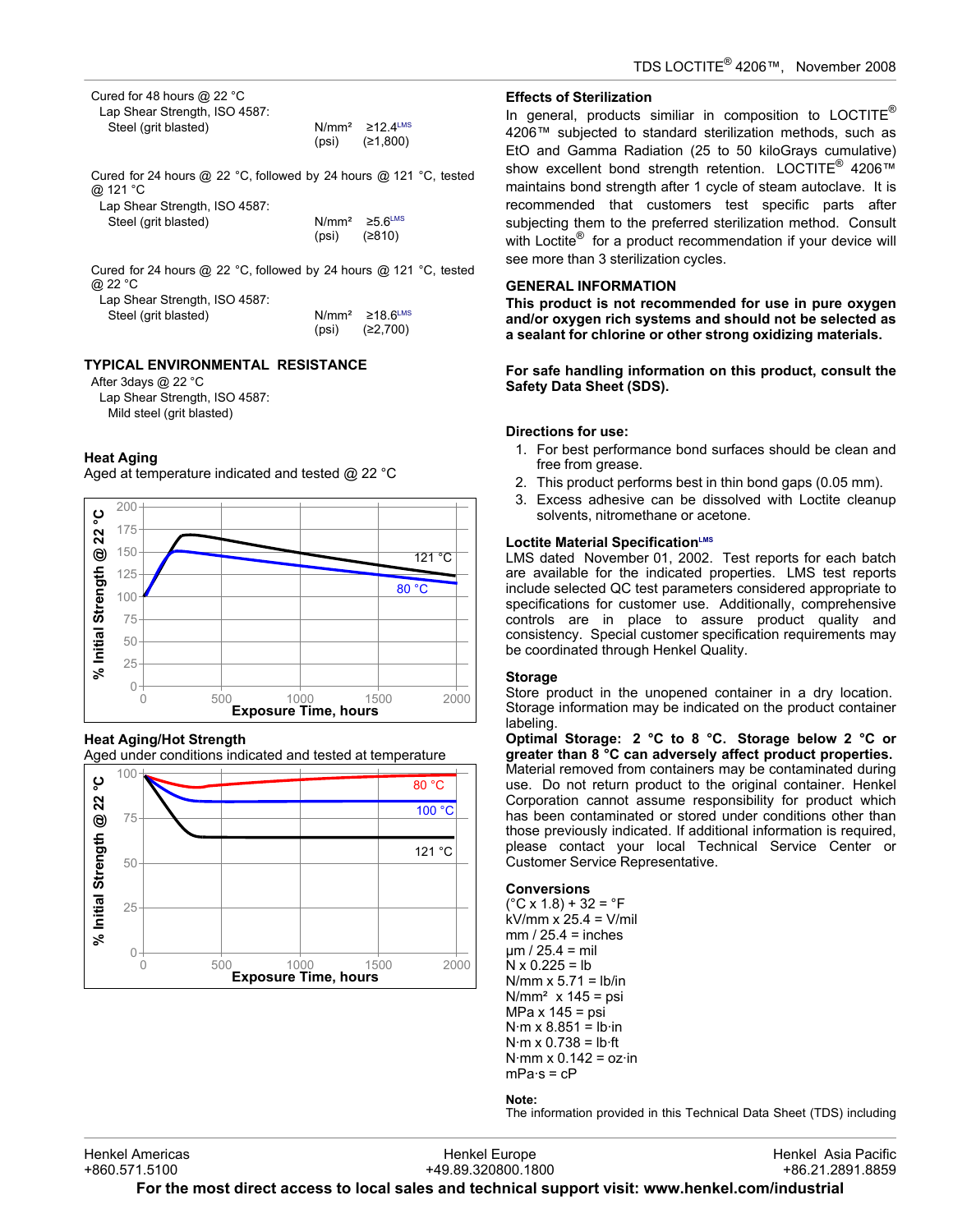Cured for 48 hours @ 22 °C
Lap Shear Strength, ISO 4587:

| | | |
|---|---|---|
| Steel (grit blasted) | N/mm² | ≥12.4[LMS] |
| | (psi) | (≥1,800) |

Cured for 24 hours @ 22 °C, followed by 24 hours @ 121 °C, tested @ 121 °C
Lap Shear Strength, ISO 4587:

| | | |
|---|---|---|
| Steel (grit blasted) | N/mm² | ≥5.6[LMS] |
| | (psi) | (≥810) |

Cured for 24 hours @ 22 °C, followed by 24 hours @ 121 °C, tested @ 22 °C
Lap Shear Strength, ISO 4587:

| | | |
|---|---|---|
| Steel (grit blasted) | N/mm² | ≥18.6[LMS] |
| | (psi) | (≥2,700) |

## TYPICAL ENVIRONMENTAL RESISTANCE

After 3days @ 22 °C
Lap Shear Strength, ISO 4587:
Mild steel (grit blasted)

### Heat Aging

Aged at temperature indicated and tested @ 22 °C

### Heat Aging/Hot Strength

Aged under conditions indicated and tested at temperature

### Effects of Sterilization

In general, products similiar in composition to LOCTITE® 4206™ subjected to standard sterilization methods, such as EtO and Gamma Radiation (25 to 50 kiloGrays cumulative) show excellent bond strength retention. LOCTITE® 4206™ maintains bond strength after 1 cycle of steam autoclave. It is recommended that customers test specific parts after subjecting them to the preferred sterilization method. Consult with Loctite® for a product recommendation if your device will see more than 3 sterilization cycles.

## GENERAL INFORMATION

**This product is not recommended for use in pure oxygen and/or oxygen rich systems and should not be selected as a sealant for chlorine or other strong oxidizing materials.**

**For safe handling information on this product, consult the Safety Data Sheet (SDS).**

### Directions for use:

1. For best performance bond surfaces should be clean and free from grease.
2. This product performs best in thin bond gaps (0.05 mm).
3. Excess adhesive can be dissolved with Loctite cleanup solvents, nitromethane or acetone.

### Loctite Material Specification[LMS]

LMS dated November 01, 2002. Test reports for each batch are available for the indicated properties. LMS test reports include selected QC test parameters considered appropriate to specifications for customer use. Additionally, comprehensive controls are in place to assure product quality and consistency. Special customer specification requirements may be coordinated through Henkel Quality.

### Storage

Store product in the unopened container in a dry location. Storage information may be indicated on the product container labeling.

**Optimal Storage: 2 °C to 8 °C. Storage below 2 °C or greater than 8 °C can adversely affect product properties.** Material removed from containers may be contaminated during use. Do not return product to the original container. Henkel Corporation cannot assume responsibility for product which has been contaminated or stored under conditions other than those previously indicated. If additional information is required, please contact your local Technical Service Center or Customer Service Representative.

### Conversions

(°C x 1.8) + 32 = °F
kV/mm x 25.4 = V/mil
mm / 25.4 = inches
µm / 25.4 = mil
N x 0.225 = lb
N/mm x 5.71 = lb/in
N/mm² x 145 = psi
MPa x 145 = psi
N·m x 8.851 = lb·in
N·m x 0.738 = lb·ft
N·mm x 0.142 = oz·in
mPa·s = cP

**Note:**
The information provided in this Technical Data Sheet (TDS) including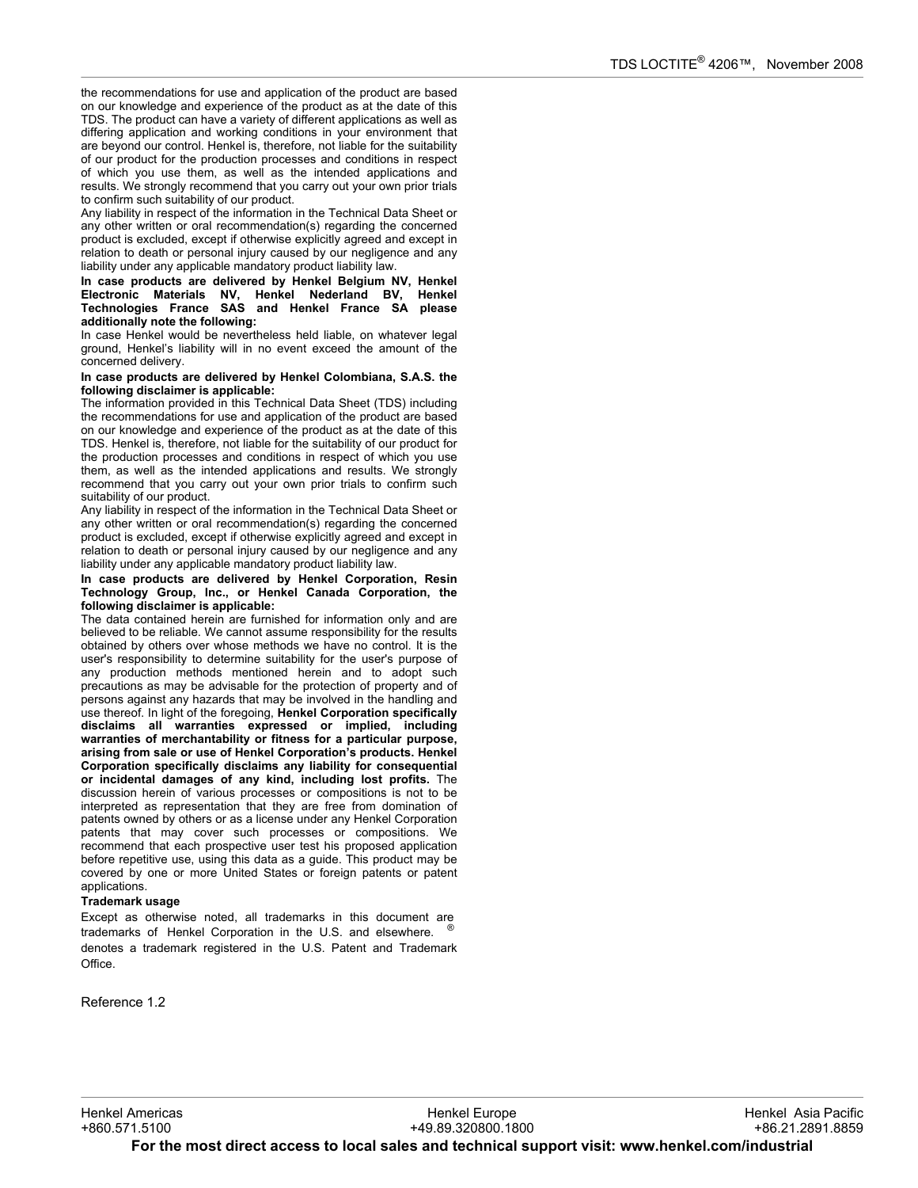the recommendations for use and application of the product are based on our knowledge and experience of the product as at the date of this TDS. The product can have a variety of different applications as well as differing application and working conditions in your environment that are beyond our control. Henkel is, therefore, not liable for the suitability of our product for the production processes and conditions in respect of which you use them, as well as the intended applications and results. We strongly recommend that you carry out your own prior trials to confirm such suitability of our product.

Any liability in respect of the information in the Technical Data Sheet or any other written or oral recommendation(s) regarding the concerned product is excluded, except if otherwise explicitly agreed and except in relation to death or personal injury caused by our negligence and any liability under any applicable mandatory product liability law.

**In case products are delivered by Henkel Belgium NV, Henkel Electronic Materials NV, Henkel Nederland BV, Henkel Technologies France SAS and Henkel France SA please additionally note the following:**

In case Henkel would be nevertheless held liable, on whatever legal ground, Henkel's liability will in no event exceed the amount of the concerned delivery.

**In case products are delivered by Henkel Colombiana, S.A.S. the following disclaimer is applicable:**

The information provided in this Technical Data Sheet (TDS) including the recommendations for use and application of the product are based on our knowledge and experience of the product as at the date of this TDS. Henkel is, therefore, not liable for the suitability of our product for the production processes and conditions in respect of which you use them, as well as the intended applications and results. We strongly recommend that you carry out your own prior trials to confirm such suitability of our product.

Any liability in respect of the information in the Technical Data Sheet or any other written or oral recommendation(s) regarding the concerned product is excluded, except if otherwise explicitly agreed and except in relation to death or personal injury caused by our negligence and any liability under any applicable mandatory product liability law.

**In case products are delivered by Henkel Corporation, Resin Technology Group, Inc., or Henkel Canada Corporation, the following disclaimer is applicable:**

The data contained herein are furnished for information only and are believed to be reliable. We cannot assume responsibility for the results obtained by others over whose methods we have no control. It is the user's responsibility to determine suitability for the user's purpose of any production methods mentioned herein and to adopt such precautions as may be advisable for the protection of property and of persons against any hazards that may be involved in the handling and use thereof. In light of the foregoing, **Henkel Corporation specifically disclaims all warranties expressed or implied, including warranties of merchantability or fitness for a particular purpose, arising from sale or use of Henkel Corporation's products. Henkel Corporation specifically disclaims any liability for consequential or incidental damages of any kind, including lost profits.** The discussion herein of various processes or compositions is not to be interpreted as representation that they are free from domination of patents owned by others or as a license under any Henkel Corporation patents that may cover such processes or compositions. We recommend that each prospective user test his proposed application before repetitive use, using this data as a guide. This product may be covered by one or more United States or foreign patents or patent applications.

**Trademark usage**

Except as otherwise noted, all trademarks in this document are trademarks of Henkel Corporation in the U.S. and elsewhere. ® denotes a trademark registered in the U.S. Patent and Trademark Office.

Reference 1.2

Henkel Americas
+860.571.5100

Henkel Europe
+49.89.320800.1800

Henkel Asia Pacific
+86.21.2891.8859

**For the most direct access to local sales and technical support visit: www.henkel.com/industrial**